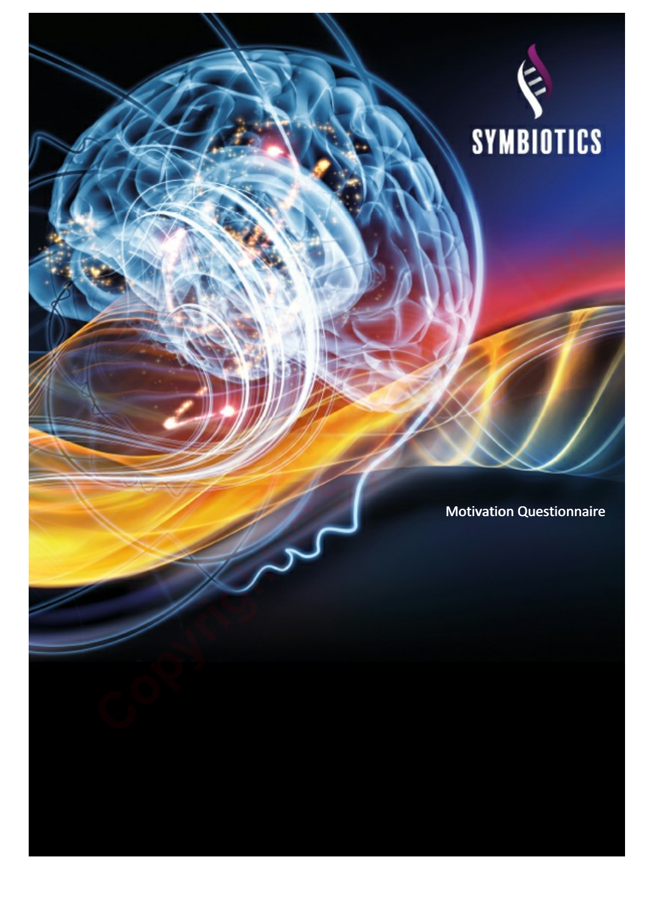SYMBIOTICS

# Motivation Questionnaire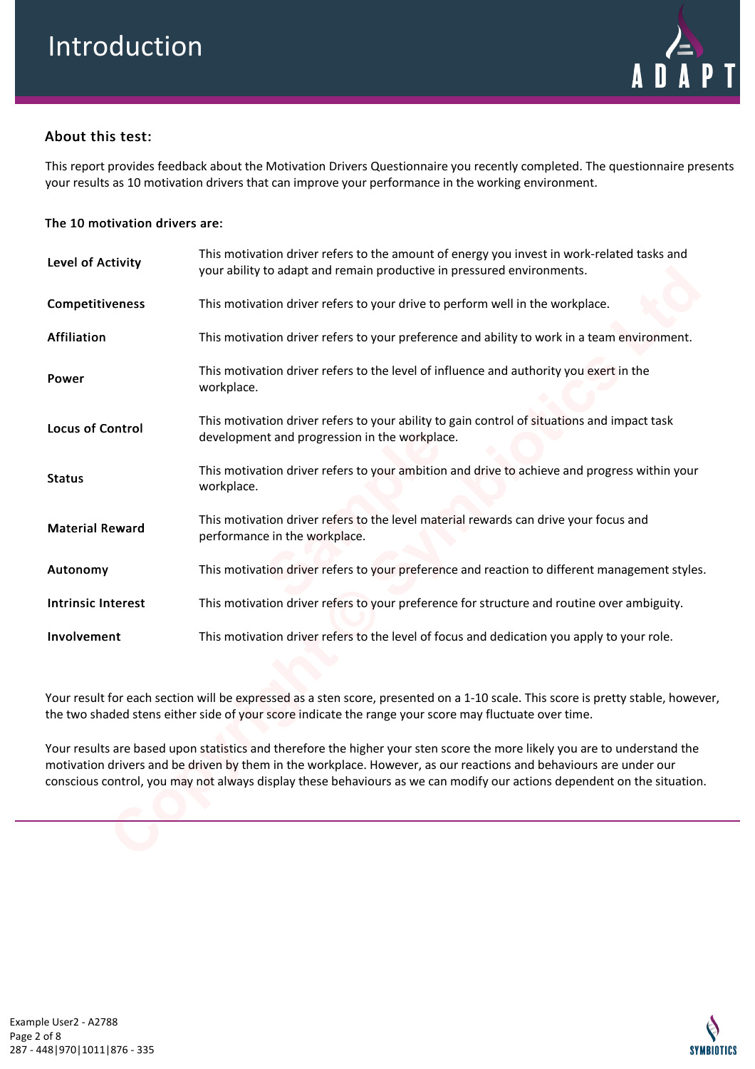# Introduction

## About this test:

This report provides feedback about the Motivation Drivers Questionnaire you recently completed. The questionnaire presents your results as 10 motivation drivers that can improve your performance in the working environment.

**The 10 motivation drivers are:**

| | |
|---|---|
| **Level of Activity** | This motivation driver refers to the amount of energy you invest in work-related tasks and your ability to adapt and remain productive in pressured environments. |
| **Competitiveness** | This motivation driver refers to your drive to perform well in the workplace. |
| **Affiliation** | This motivation driver refers to your preference and ability to work in a team environment. |
| **Power** | This motivation driver refers to the level of influence and authority you exert in the workplace. |
| **Locus of Control** | This motivation driver refers to your ability to gain control of situations and impact task development and progression in the workplace. |
| **Status** | This motivation driver refers to your ambition and drive to achieve and progress within your workplace. |
| **Material Reward** | This motivation driver refers to the level material rewards can drive your focus and performance in the workplace. |
| **Autonomy** | This motivation driver refers to your preference and reaction to different management styles. |
| **Intrinsic Interest** | This motivation driver refers to your preference for structure and routine over ambiguity. |
| **Involvement** | This motivation driver refers to the level of focus and dedication you apply to your role. |

Your result for each section will be expressed as a sten score, presented on a 1-10 scale. This score is pretty stable, however, the two shaded stens either side of your score indicate the range your score may fluctuate over time.

Your results are based upon statistics and therefore the higher your sten score the more likely you are to understand the motivation drivers and be driven by them in the workplace. However, as our reactions and behaviours are under our conscious control, you may not always display these behaviours as we can modify our actions dependent on the situation.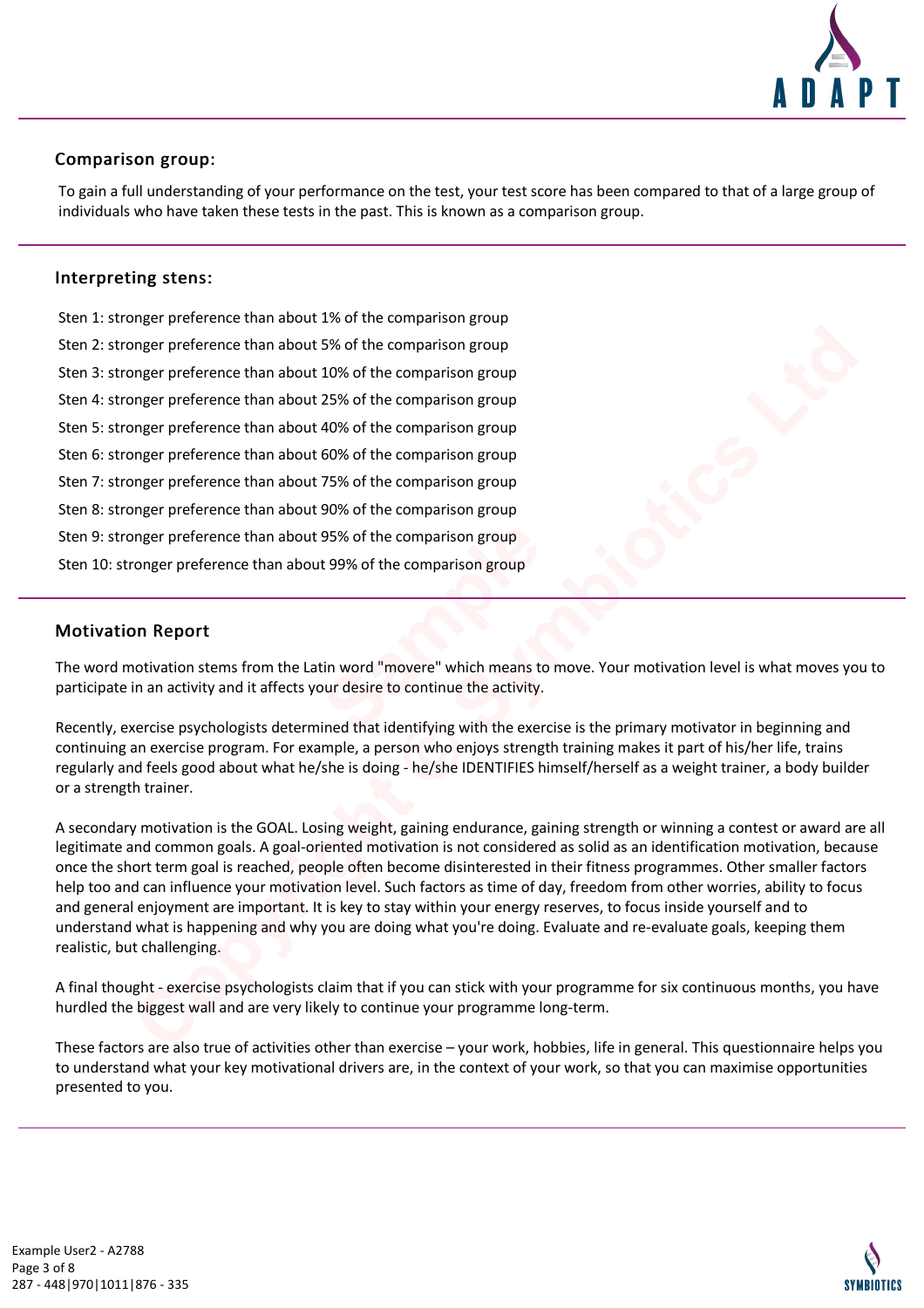## Comparison group:

To gain a full understanding of your performance on the test, your test score has been compared to that of a large group of individuals who have taken these tests in the past. This is known as a comparison group.

## Interpreting stens:

Sten 1: stronger preference than about 1% of the comparison group
Sten 2: stronger preference than about 5% of the comparison group
Sten 3: stronger preference than about 10% of the comparison group
Sten 4: stronger preference than about 25% of the comparison group
Sten 5: stronger preference than about 40% of the comparison group
Sten 6: stronger preference than about 60% of the comparison group
Sten 7: stronger preference than about 75% of the comparison group
Sten 8: stronger preference than about 90% of the comparison group
Sten 9: stronger preference than about 95% of the comparison group
Sten 10: stronger preference than about 99% of the comparison group

## Motivation Report

The word motivation stems from the Latin word "movere" which means to move. Your motivation level is what moves you to participate in an activity and it affects your desire to continue the activity.

Recently, exercise psychologists determined that identifying with the exercise is the primary motivator in beginning and continuing an exercise program. For example, a person who enjoys strength training makes it part of his/her life, trains regularly and feels good about what he/she is doing - he/she IDENTIFIES himself/herself as a weight trainer, a body builder or a strength trainer.

A secondary motivation is the GOAL. Losing weight, gaining endurance, gaining strength or winning a contest or award are all legitimate and common goals. A goal-oriented motivation is not considered as solid as an identification motivation, because once the short term goal is reached, people often become disinterested in their fitness programmes. Other smaller factors help too and can influence your motivation level. Such factors as time of day, freedom from other worries, ability to focus and general enjoyment are important. It is key to stay within your energy reserves, to focus inside yourself and to understand what is happening and why you are doing what you're doing. Evaluate and re-evaluate goals, keeping them realistic, but challenging.

A final thought - exercise psychologists claim that if you can stick with your programme for six continuous months, you have hurdled the biggest wall and are very likely to continue your programme long-term.

These factors are also true of activities other than exercise – your work, hobbies, life in general. This questionnaire helps you to understand what your key motivational drivers are, in the context of your work, so that you can maximise opportunities presented to you.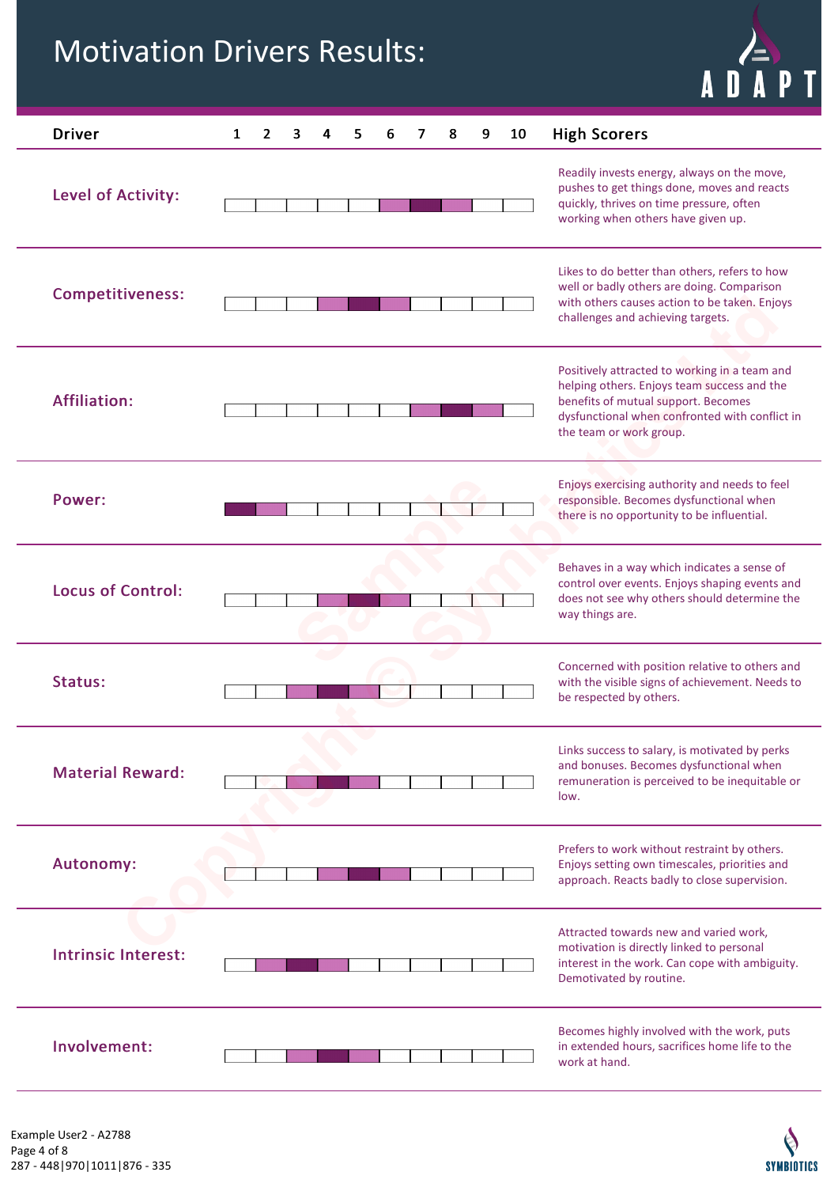# Motivation Drivers Results:

| Driver | 1 | 2 | 3 | 4 | 5 | 6 | 7 | 8 | 9 | 10 | High Scorers |
|---|---|---|---|---|---|---|---|---|---|---|---|
| **Level of Activity:** | | | | | | | ■ | | | | Readily invests energy, always on the move, pushes to get things done, moves and reacts quickly, thrives on time pressure, often working when others have given up. |
| **Competitiveness:** | | | | | ■ | | | | | | Likes to do better than others, refers to how well or badly others are doing. Comparison with others causes action to be taken. Enjoys challenges and achieving targets. |
| **Affiliation:** | | | | | | | | ■ | | | Positively attracted to working in a team and helping others. Enjoys team success and the benefits of mutual support. Becomes dysfunctional when confronted with conflict in the team or work group. |
| **Power:** | ■ | | | | | | | | | | Enjoys exercising authority and needs to feel responsible. Becomes dysfunctional when there is no opportunity to be influential. |
| **Locus of Control:** | | | | | ■ | | | | | | Behaves in a way which indicates a sense of control over events. Enjoys shaping events and does not see why others should determine the way things are. |
| **Status:** | | | | ■ | | | | | | | Concerned with position relative to others and with the visible signs of achievement. Needs to be respected by others. |
| **Material Reward:** | | | | ■ | | | | | | | Links success to salary, is motivated by perks and bonuses. Becomes dysfunctional when remuneration is perceived to be inequitable or low. |
| **Autonomy:** | | | | | ■ | | | | | | Prefers to work without restraint by others. Enjoys setting own timescales, priorities and approach. Reacts badly to close supervision. |
| **Intrinsic Interest:** | | | ■ | | | | | | | | Attracted towards new and varied work, motivation is directly linked to personal interest in the work. Can cope with ambiguity. Demotivated by routine. |
| **Involvement:** | | | | ■ | | | | | | | Becomes highly involved with the work, puts in extended hours, sacrifices home life to the work at hand. |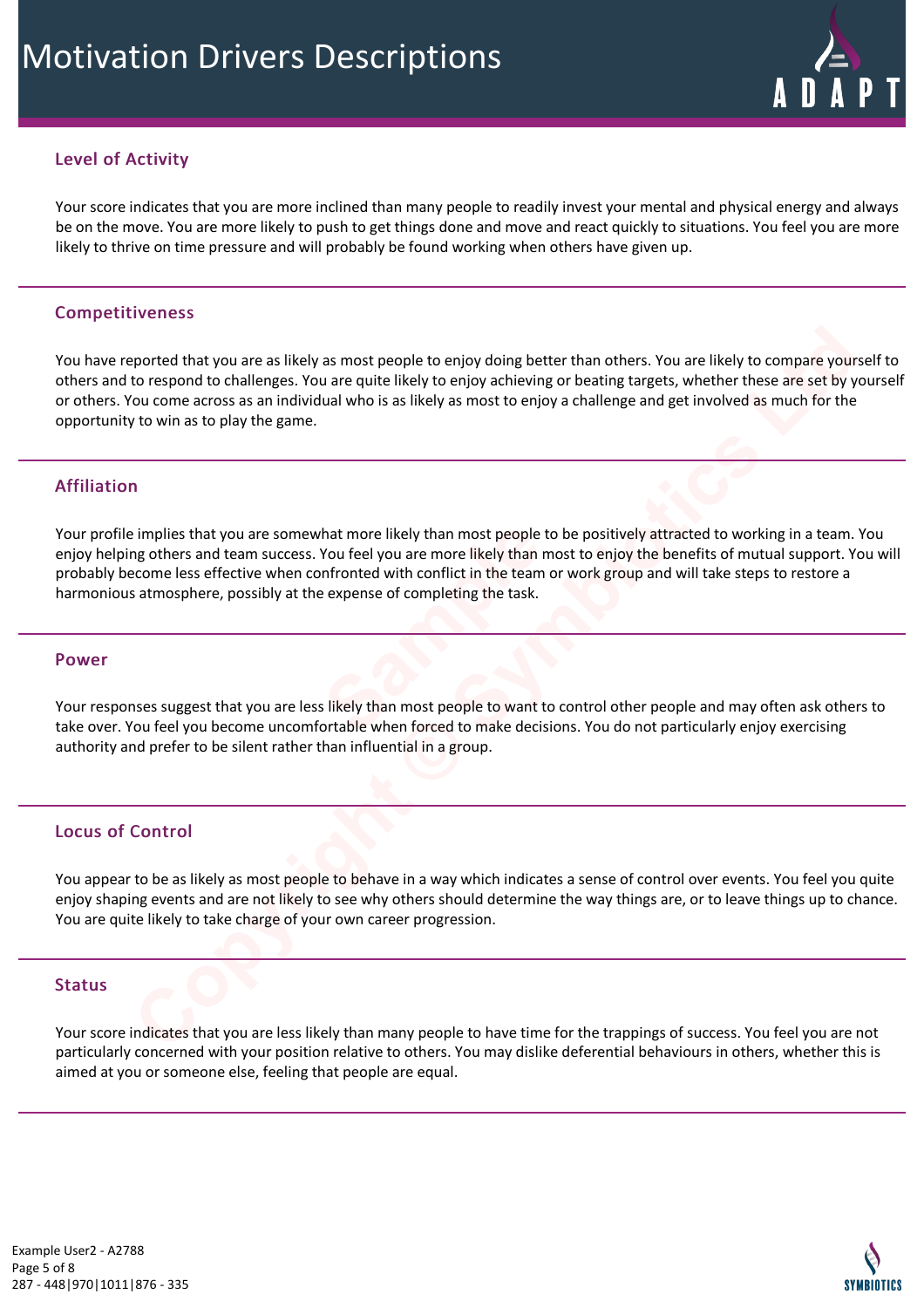# Motivation Drivers Descriptions

## Level of Activity

Your score indicates that you are more inclined than many people to readily invest your mental and physical energy and always be on the move. You are more likely to push to get things done and move and react quickly to situations. You feel you are more likely to thrive on time pressure and will probably be found working when others have given up.

## Competitiveness

You have reported that you are as likely as most people to enjoy doing better than others. You are likely to compare yourself to others and to respond to challenges. You are quite likely to enjoy achieving or beating targets, whether these are set by yourself or others. You come across as an individual who is as likely as most to enjoy a challenge and get involved as much for the opportunity to win as to play the game.

## Affiliation

Your profile implies that you are somewhat more likely than most people to be positively attracted to working in a team. You enjoy helping others and team success. You feel you are more likely than most to enjoy the benefits of mutual support. You will probably become less effective when confronted with conflict in the team or work group and will take steps to restore a harmonious atmosphere, possibly at the expense of completing the task.

## Power

Your responses suggest that you are less likely than most people to want to control other people and may often ask others to take over. You feel you become uncomfortable when forced to make decisions. You do not particularly enjoy exercising authority and prefer to be silent rather than influential in a group.

## Locus of Control

You appear to be as likely as most people to behave in a way which indicates a sense of control over events. You feel you quite enjoy shaping events and are not likely to see why others should determine the way things are, or to leave things up to chance. You are quite likely to take charge of your own career progression.

## Status

Your score indicates that you are less likely than many people to have time for the trappings of success. You feel you are not particularly concerned with your position relative to others. You may dislike deferential behaviours in others, whether this is aimed at you or someone else, feeling that people are equal.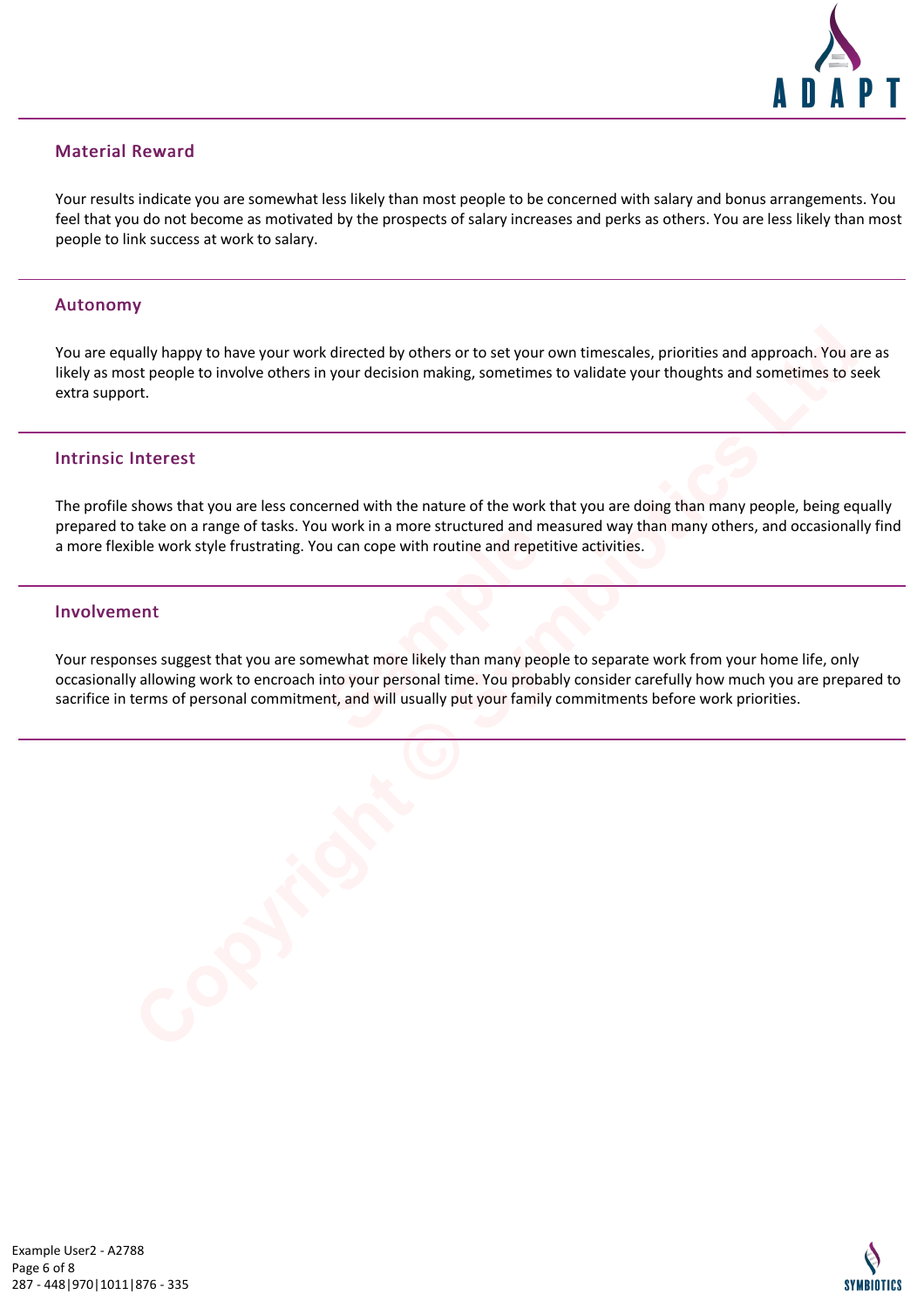## Material Reward

Your results indicate you are somewhat less likely than most people to be concerned with salary and bonus arrangements. You feel that you do not become as motivated by the prospects of salary increases and perks as others. You are less likely than most people to link success at work to salary.

## Autonomy

You are equally happy to have your work directed by others or to set your own timescales, priorities and approach. You are as likely as most people to involve others in your decision making, sometimes to validate your thoughts and sometimes to seek extra support.

## Intrinsic Interest

The profile shows that you are less concerned with the nature of the work that you are doing than many people, being equally prepared to take on a range of tasks. You work in a more structured and measured way than many others, and occasionally find a more flexible work style frustrating. You can cope with routine and repetitive activities.

## Involvement

Your responses suggest that you are somewhat more likely than many people to separate work from your home life, only occasionally allowing work to encroach into your personal time. You probably consider carefully how much you are prepared to sacrifice in terms of personal commitment, and will usually put your family commitments before work priorities.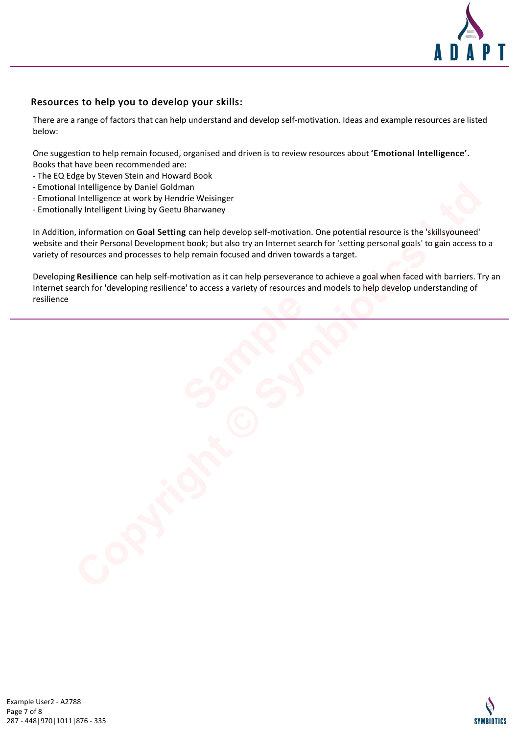## Resources to help you to develop your skills:

There are a range of factors that can help understand and develop self-motivation. Ideas and example resources are listed below:

One suggestion to help remain focused, organised and driven is to review resources about **'Emotional Intelligence'.** Books that have been recommended are:

- The EQ Edge by Steven Stein and Howard Book
- Emotional Intelligence by Daniel Goldman
- Emotional Intelligence at work by Hendrie Weisinger
- Emotionally Intelligent Living by Geetu Bharwaney

In Addition, information on **Goal Setting** can help develop self-motivation. One potential resource is the 'skillsyouneed' website and their Personal Development book; but also try an Internet search for 'setting personal goals' to gain access to a variety of resources and processes to help remain focused and driven towards a target.

Developing **Resilience** can help self-motivation as it can help perseverance to achieve a goal when faced with barriers. Try an Internet search for 'developing resilience' to access a variety of resources and models to help develop understanding of resilience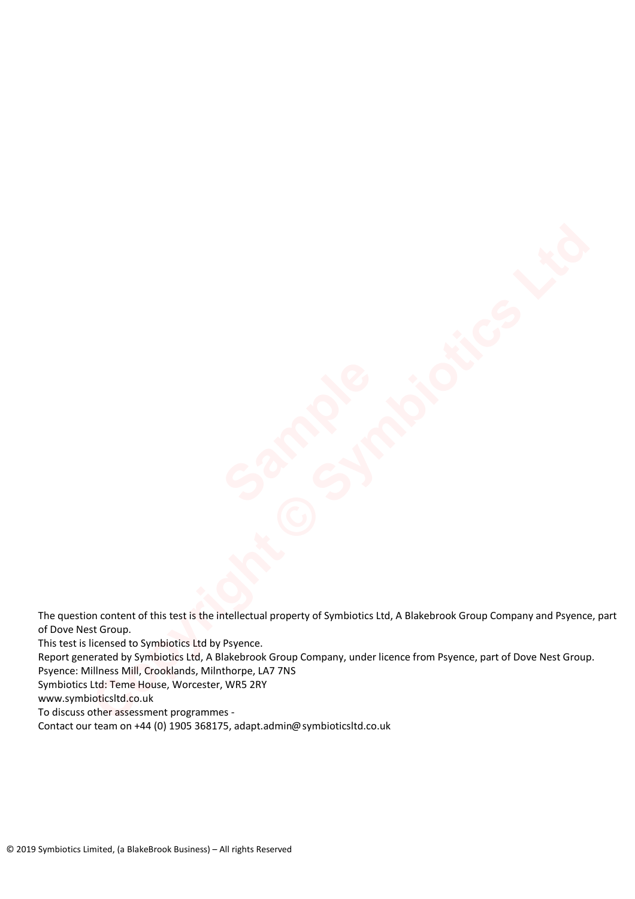The question content of this test is the intellectual property of Symbiotics Ltd, A Blakebrook Group Company and Psyence, part of Dove Nest Group.
This test is licensed to Symbiotics Ltd by Psyence.
Report generated by Symbiotics Ltd, A Blakebrook Group Company, under licence from Psyence, part of Dove Nest Group.
Psyence: Millness Mill, Crooklands, Milnthorpe, LA7 7NS
Symbiotics Ltd: Teme House, Worcester, WR5 2RY
www.symbioticsltd.co.uk
To discuss other assessment programmes -
Contact our team on +44 (0) 1905 368175, adapt.admin@symbioticsltd.co.uk

© 2019 Symbiotics Limited, (a BlakeBrook Business) – All rights Reserved